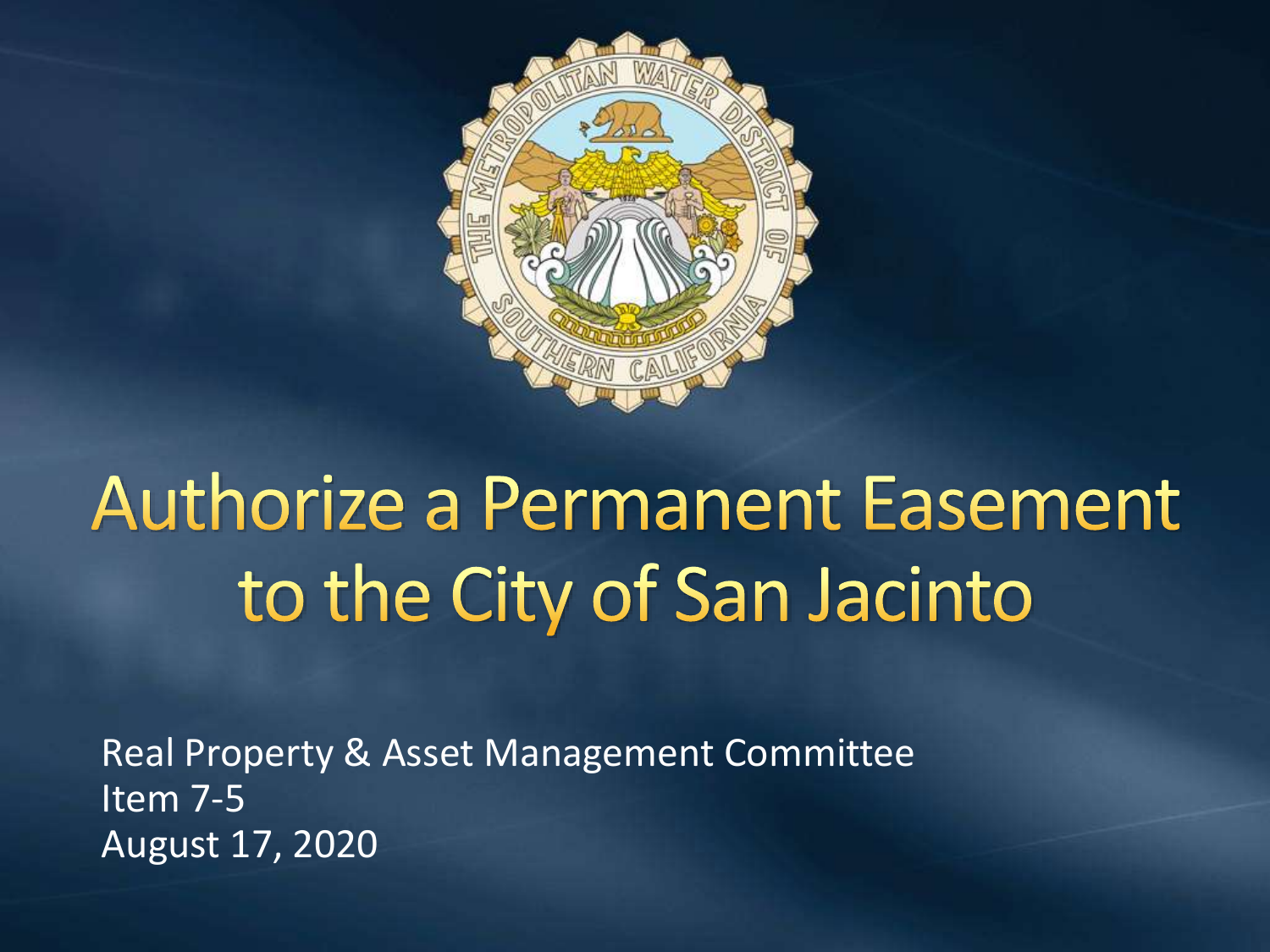# Authorize a Permanent Easement to the City of San Jacinto

Real Property & Asset Management Committee
Item 7-5
August 17, 2020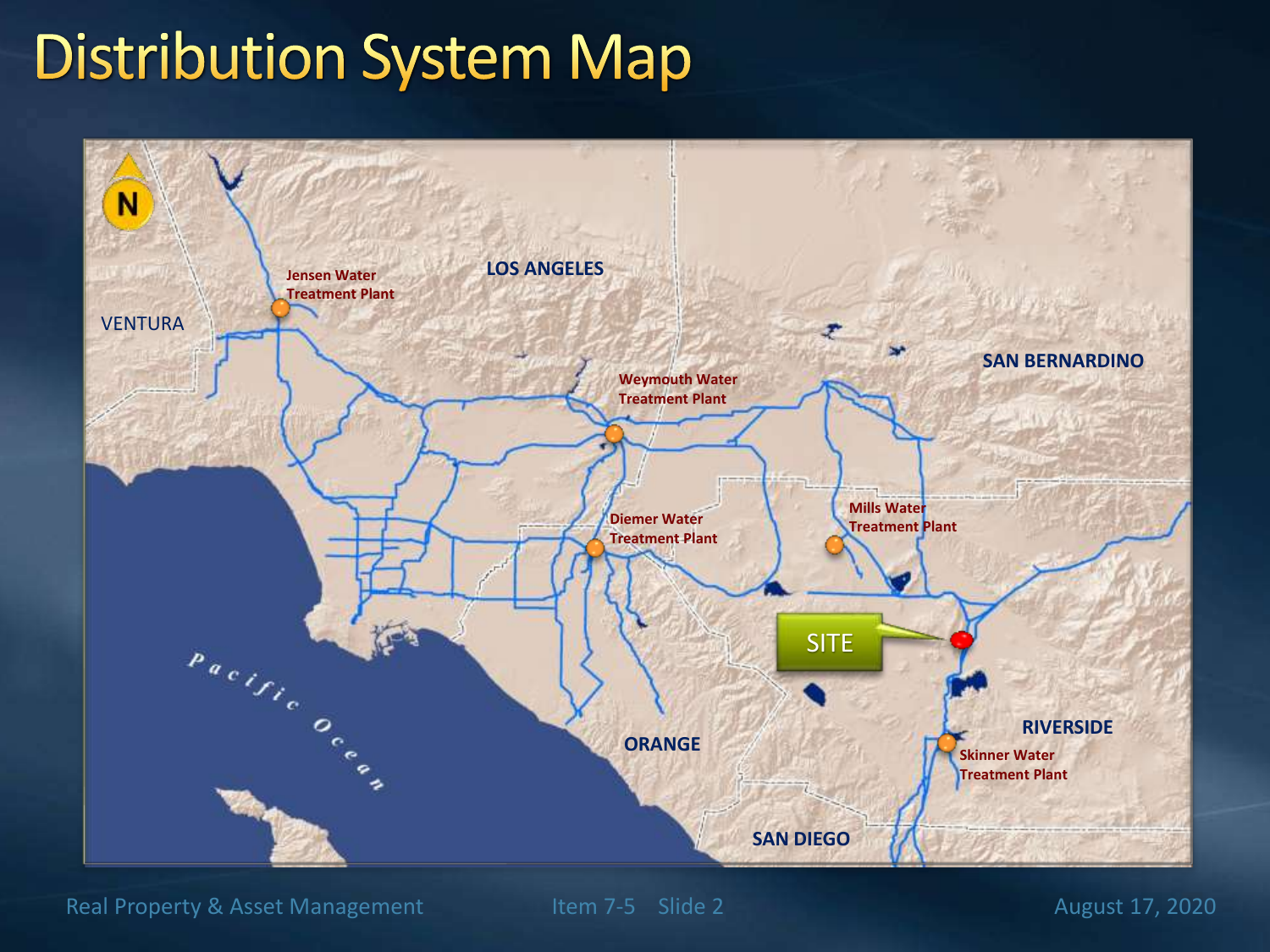# Distribution System Map

N

LOS ANGELES

VENTURA

SAN BERNARDINO

Jensen Water Treatment Plant

Weymouth Water Treatment Plant

Diemer Water Treatment Plant

Mills Water Treatment Plant

SITE

Pacific Ocean

ORANGE

RIVERSIDE

Skinner Water Treatment Plant

SAN DIEGO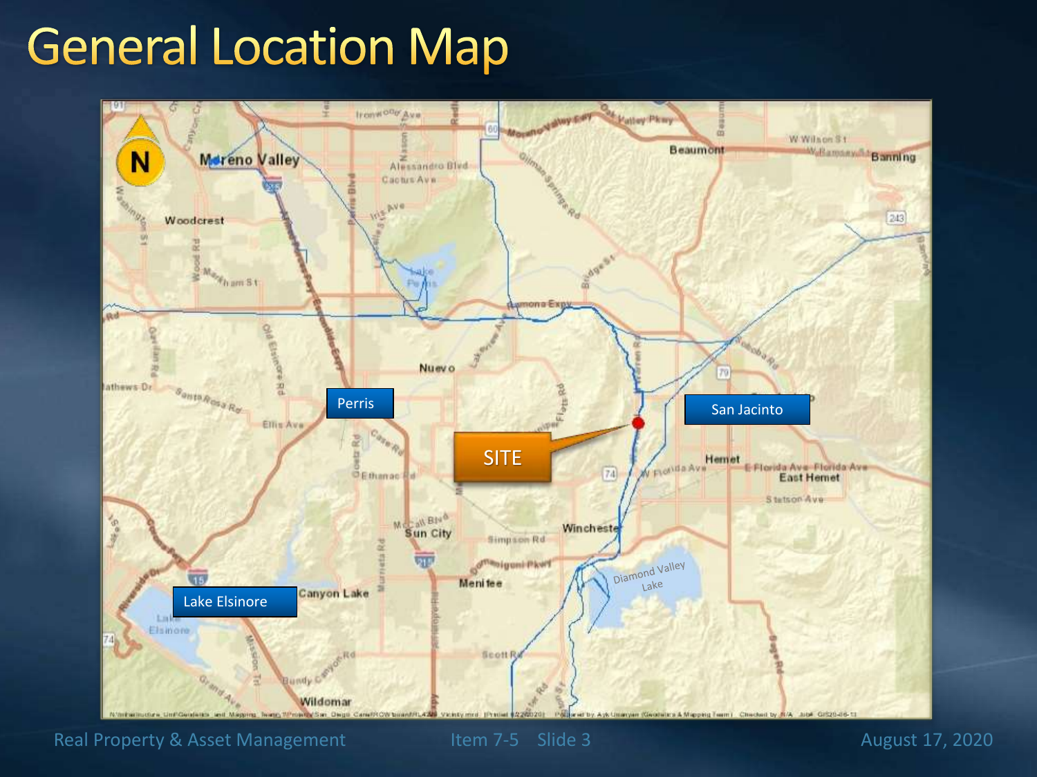# General Location Map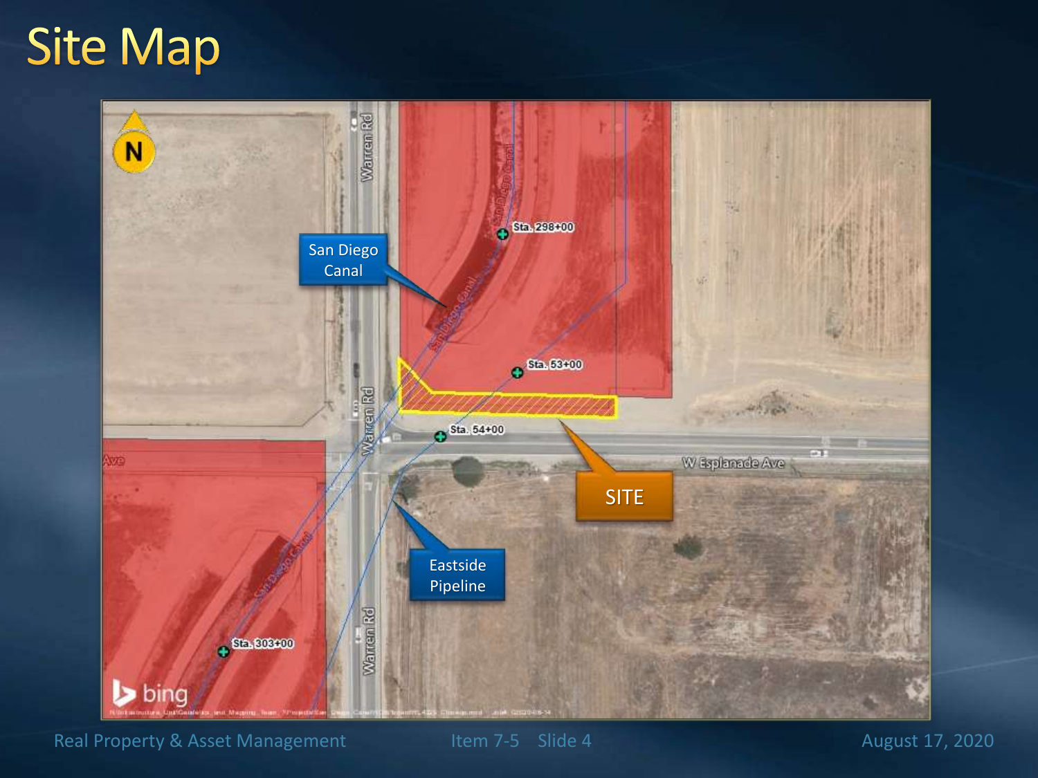# Site Map

N

Warren Rd

San Diego Canal

Sta. 298+00

Sta. 53+00

Sta. 54+00

Ave

W Esplanade Ave

SITE

Eastside Pipeline

Sta. 303+00

bing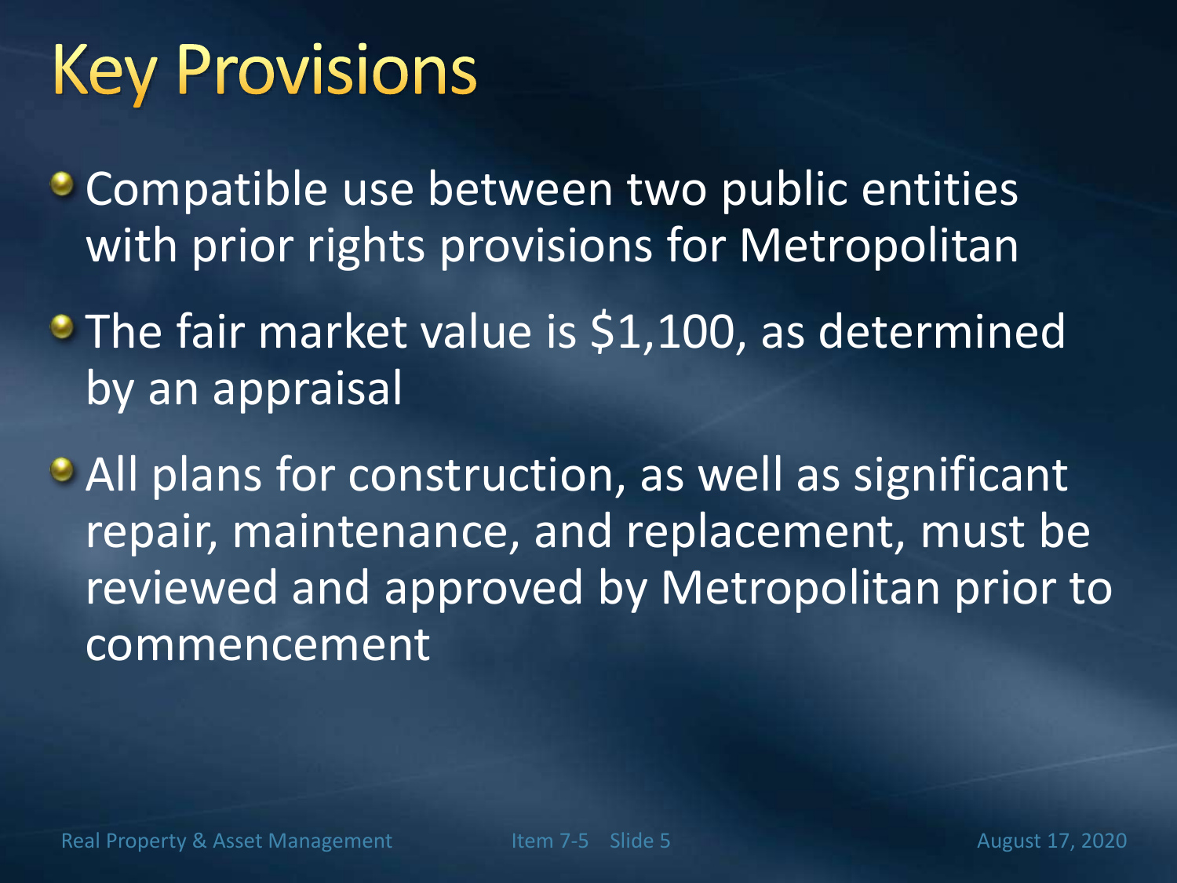# Key Provisions

- Compatible use between two public entities with prior rights provisions for Metropolitan
- The fair market value is $1,100, as determined by an appraisal
- All plans for construction, as well as significant repair, maintenance, and replacement, must be reviewed and approved by Metropolitan prior to commencement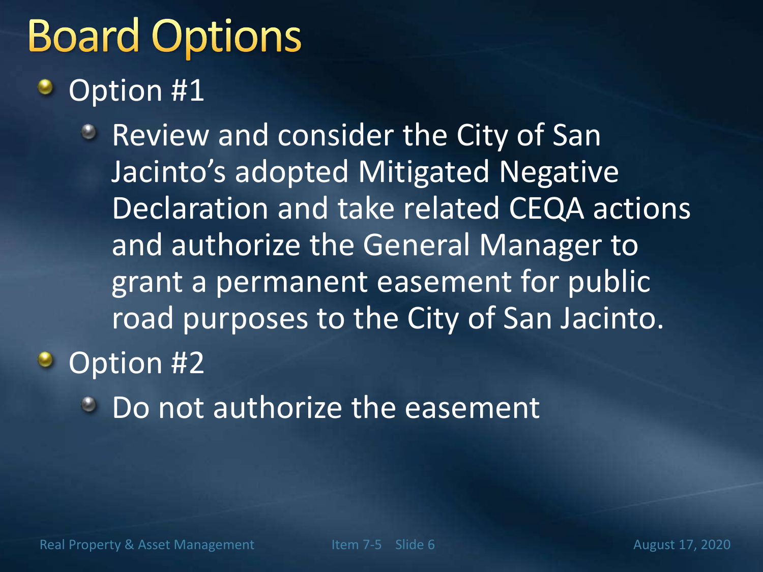# Board Options

- Option #1
  - Review and consider the City of San Jacinto's adopted Mitigated Negative Declaration and take related CEQA actions and authorize the General Manager to grant a permanent easement for public road purposes to the City of San Jacinto.
- Option #2
  - Do not authorize the easement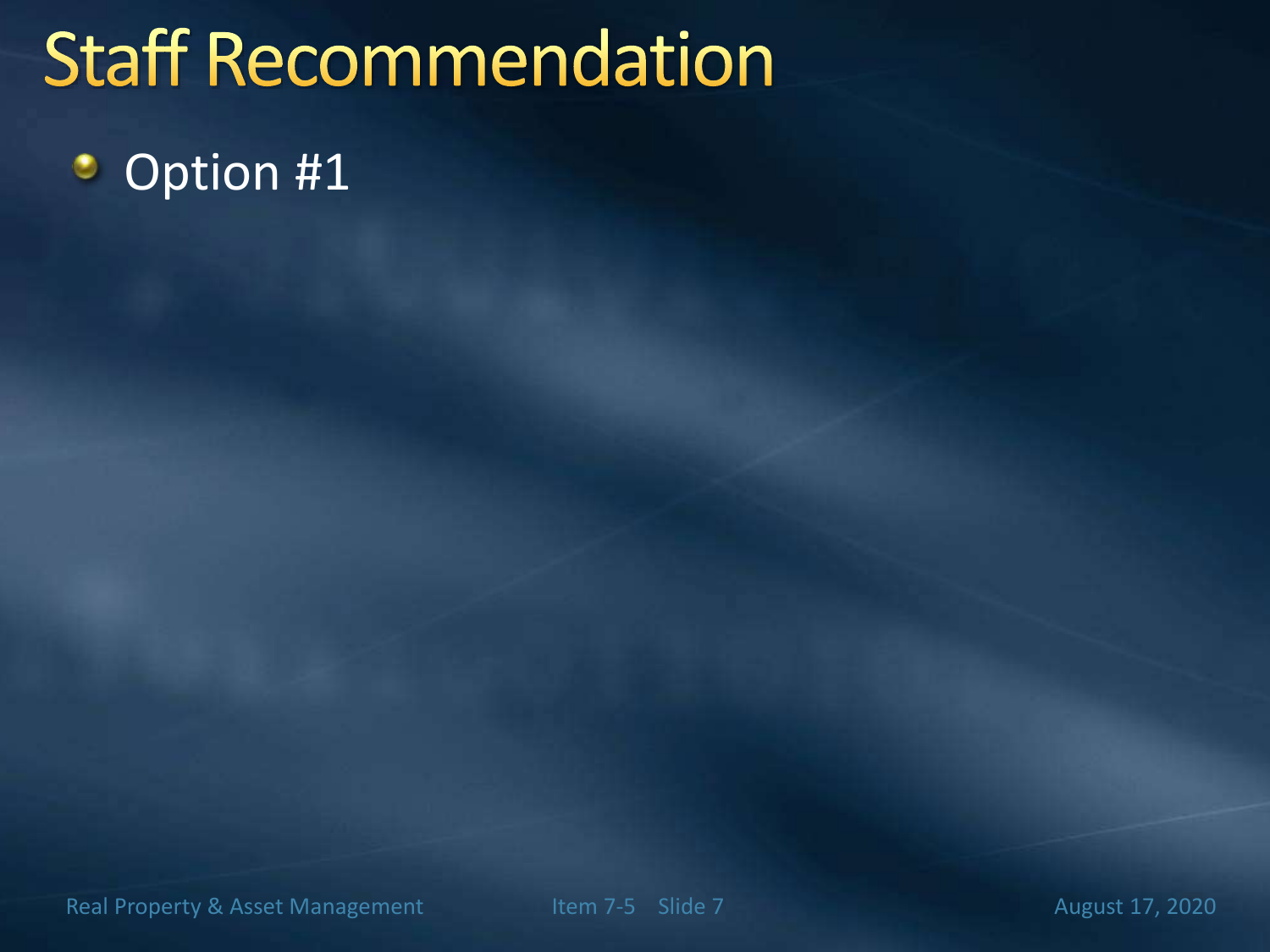# Staff Recommendation

- Option #1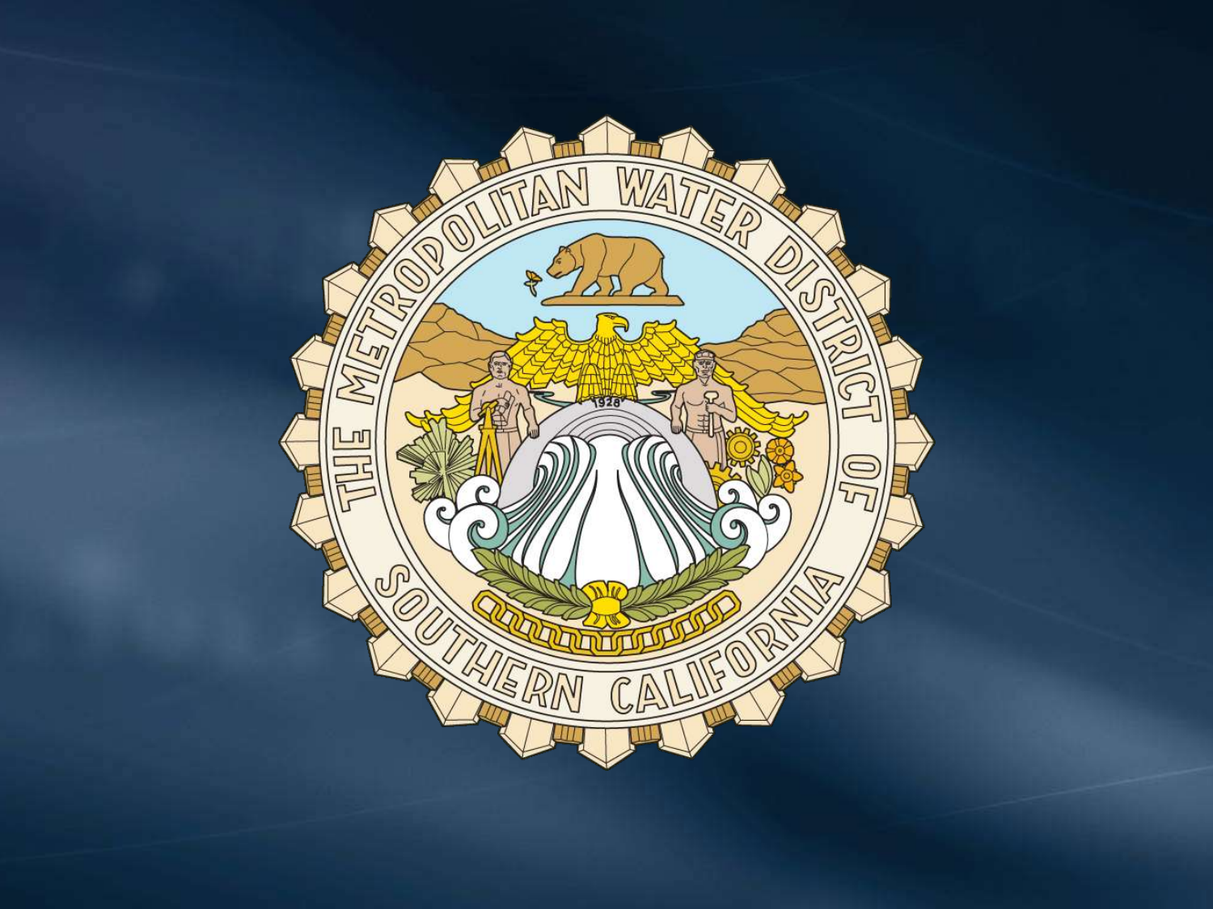THE METROPOLITAN WATER DISTRICT OF SOUTHERN CALIFORNIA

1928